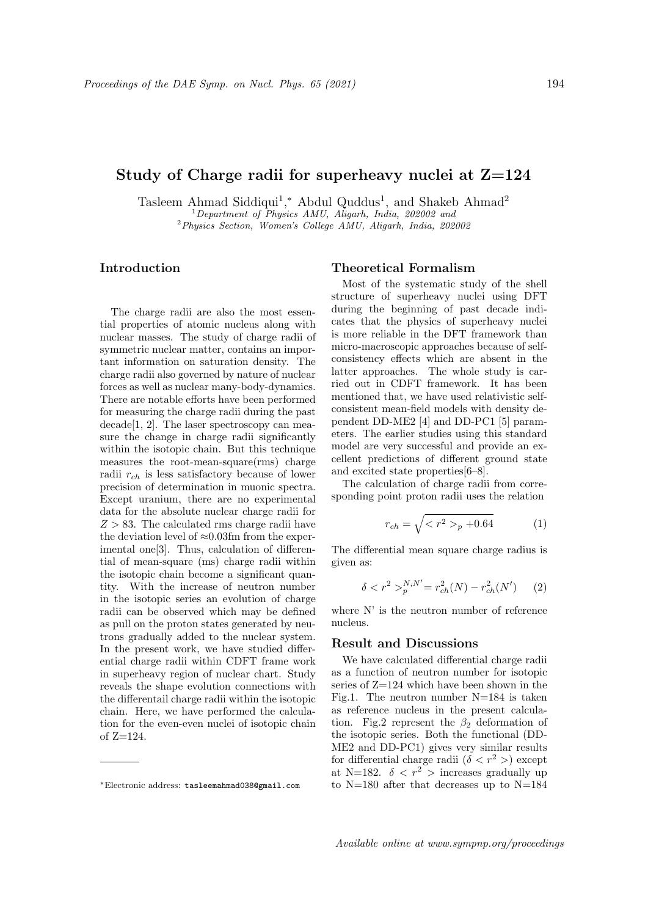# Study of Charge radii for superheavy nuclei at Z=124

Tasleem Ahmad Siddiqui[1,*], Abdul Quddus[1], and Shakeb Ahmad[2]

[1] *Department of Physics AMU, Aligarh, India, 202002 and*
[2] *Physics Section, Women's College AMU, Aligarh, India, 202002*

## Introduction

The charge radii are also the most essential properties of atomic nucleus along with nuclear masses. The study of charge radii of symmetric nuclear matter, contains an important information on saturation density. The charge radii also governed by nature of nuclear forces as well as nuclear many-body-dynamics. There are notable efforts have been performed for measuring the charge radii during the past decade[1, 2]. The laser spectroscopy can measure the change in charge radii significantly within the isotopic chain. But this technique measures the root-mean-square(rms) charge radii $r_{ch}$ is less satisfactory because of lower precision of determination in muonic spectra. Except uranium, there are no experimental data for the absolute nuclear charge radii for $Z > 83$. The calculated rms charge radii have the deviation level of ≈0.03fm from the experimental one[3]. Thus, calculation of differential of mean-square (ms) charge radii within the isotopic chain become a significant quantity. With the increase of neutron number in the isotopic series an evolution of charge radii can be observed which may be defined as pull on the proton states generated by neutrons gradually added to the nuclear system. In the present work, we have studied differential charge radii within CDFT frame work in superheavy region of nuclear chart. Study reveals the shape evolution connections with the differentail charge radii within the isotopic chain. Here, we have performed the calculation for the even-even nuclei of isotopic chain of Z=124.

## Theoretical Formalism

Most of the systematic study of the shell structure of superheavy nuclei using DFT during the beginning of past decade indicates that the physics of superheavy nuclei is more reliable in the DFT framework than micro-macroscopic approaches because of self-consistency effects which are absent in the latter approaches. The whole study is carried out in CDFT framework. It has been mentioned that, we have used relativistic self-consistent mean-field models with density dependent DD-ME2 [4] and DD-PC1 [5] parameters. The earlier studies using this standard model are very successful and provide an excellent predictions of different ground state and excited state properties[6–8].

The calculation of charge radii from corresponding point proton radii uses the relation

$$r_{ch} = \sqrt{< r^2 >_p + 0.64} \qquad (1)$$

The differential mean square charge radius is given as:

$$\delta < r^2 >_p^{N,N'} = r_{ch}^2(N) - r_{ch}^2(N') \qquad (2)$$

where N' is the neutron number of reference nucleus.

## Result and Discussions

We have calculated differential charge radii as a function of neutron number for isotopic series of Z=124 which have been shown in the Fig.1. The neutron number N=184 is taken as reference nucleus in the present calculation. Fig.2 represent the $\beta_2$ deformation of the isotopic series. Both the functional (DD-ME2 and DD-PC1) gives very similar results for differential charge radii ($\delta < r^2 >$) except at N=182. $\delta < r^2 >$ increases gradually up to N=180 after that decreases up to N=184

*Electronic address: tasleemahmad038@gmail.com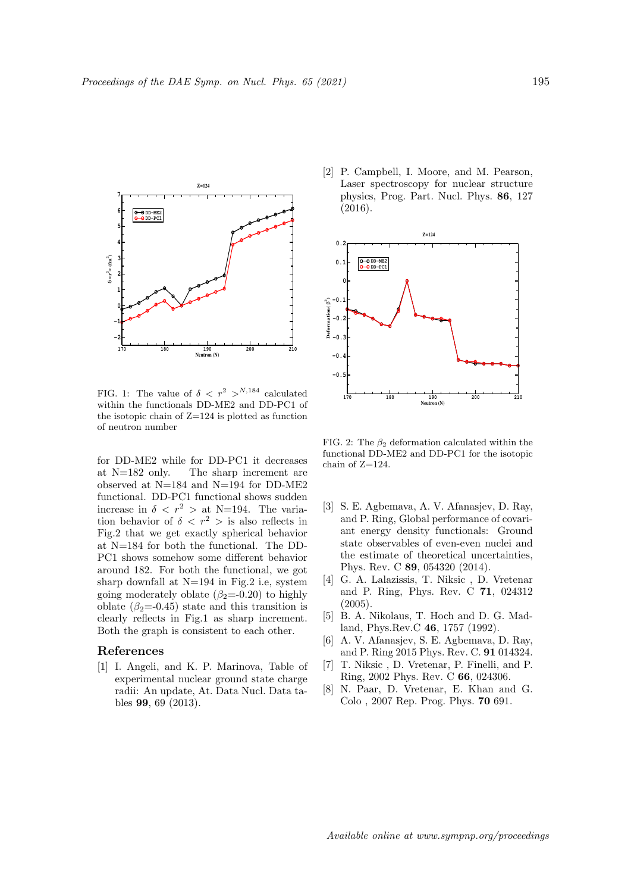Z=124

DD-ME2
DD-PC1

$\delta<r^2>$ (fm$^2$)

7
6
5
4
3
2
1
0
−1
−2

170
180
190
200
210

Neutron (N)

FIG. 1: The value of $\delta < r^2 >^{N,184}$ calculated within the functionals DD-ME2 and DD-PC1 of the isotopic chain of Z=124 is plotted as function of neutron number

for DD-ME2 while for DD-PC1 it decreases at N=182 only. The sharp increment are observed at N=184 and N=194 for DD-ME2 functional. DD-PC1 functional shows sudden increase in $\delta < r^2 >$ at N=194. The variation behavior of $\delta < r^2 >$ is also reflects in Fig.2 that we get exactly spherical behavior at N=184 for both the functional. The DD-PC1 shows somehow some different behavior around 182. For both the functional, we got sharp downfall at N=194 in Fig.2 i.e, system going moderately oblate ($\beta_2$=-0.20) to highly oblate ($\beta_2$=-0.45) state and this transition is clearly reflects in Fig.1 as sharp increment. Both the graph is consistent to each other.

## References

[1] I. Angeli, and K. P. Marinova, Table of experimental nuclear ground state charge radii: An update, At. Data Nucl. Data tables **99**, 69 (2013).

[2] P. Campbell, I. Moore, and M. Pearson, Laser spectroscopy for nuclear structure physics, Prog. Part. Nucl. Phys. **86**, 127 (2016).

Z=124

DD-ME2
DD-PC1

Deformation($\beta^2$)

0.2
0.1
0
−0.1
−0.2
−0.3
−0.4
−0.5

170
180
190
200
210

Neutron (N)

FIG. 2: The $\beta_2$ deformation calculated within the functional DD-ME2 and DD-PC1 for the isotopic chain of Z=124.

[3] S. E. Agbemava, A. V. Afanasjev, D. Ray, and P. Ring, Global performance of covariant energy density functionals: Ground state observables of even-even nuclei and the estimate of theoretical uncertainties, Phys. Rev. C **89**, 054320 (2014).

[4] G. A. Lalazissis, T. Niksic , D. Vretenar and P. Ring, Phys. Rev. C **71**, 024312 (2005).

[5] B. A. Nikolaus, T. Hoch and D. G. Madland, Phys.Rev.C **46**, 1757 (1992).

[6] A. V. Afanasjev, S. E. Agbemava, D. Ray, and P. Ring 2015 Phys. Rev. C. **91** 014324.

[7] T. Niksic , D. Vretenar, P. Finelli, and P. Ring, 2002 Phys. Rev. C **66**, 024306.

[8] N. Paar, D. Vretenar, E. Khan and G. Colo , 2007 Rep. Prog. Phys. **70** 691.